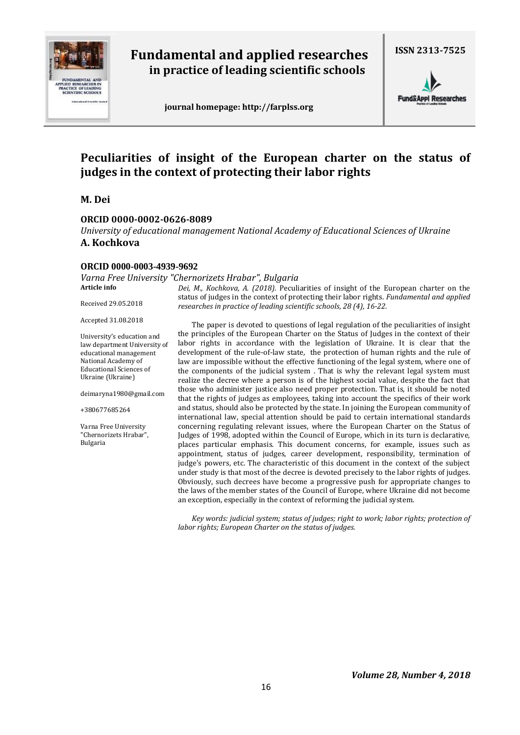# Peculiarities of insight of the European charter on the status of judges in the context of protecting their labor rights

**M. Dei**

**ORCID 0000-0002-0626-8089**

*University of educational management National Academy of Educational Sciences of Ukraine*

**A. Kochkova**

**ORCID 0000-0003-4939-9692**

*Varna Free University "Chernorizets Hrabar", Bulgaria*

**Article info**

Received 29.05.2018

Accepted 31.08.2018

University's education and law department University of educational management National Academy of Educational Sciences of Ukraine (Ukraine)

deimaryna1980@gmail.com

+380677685264

Varna Free University "Chernorizets Hrabar", Bulgaria

*Dei, M., Kochkova, A. (2018).* Peculiarities of insight of the European charter on the status of judges in the context of protecting their labor rights. *Fundamental and applied researches in practice of leading scientific schools, 28 (4), 16-22.*

The paper is devoted to questions of legal regulation of the peculiarities of insight the principles of the European Charter on the Status of Judges in the context of their labor rights in accordance with the legislation of Ukraine. It is clear that the development of the rule-of-law state, the protection of human rights and the rule of law are impossible without the effective functioning of the legal system, where one of the components of the judicial system . That is why the relevant legal system must realize the decree where a person is of the highest social value, despite the fact that those who administer justice also need proper protection. That is, it should be noted that the rights of judges as employees, taking into account the specifics of their work and status, should also be protected by the state. In joining the European community of international law, special attention should be paid to certain international standards concerning regulating relevant issues, where the European Charter on the Status of Judges of 1998, adopted within the Council of Europe, which in its turn is declarative, places particular emphasis. This document concerns, for example, issues such as appointment, status of judges, career development, responsibility, termination of judge's powers, etc. The characteristic of this document in the context of the subject under study is that most of the decree is devoted precisely to the labor rights of judges. Obviously, such decrees have become a progressive push for appropriate changes to the laws of the member states of the Council of Europe, where Ukraine did not become an exception, especially in the context of reforming the judicial system.

*Key words: judicial system; status of judges; right to work; labor rights; protection of labor rights; European Charter on the status of judges.*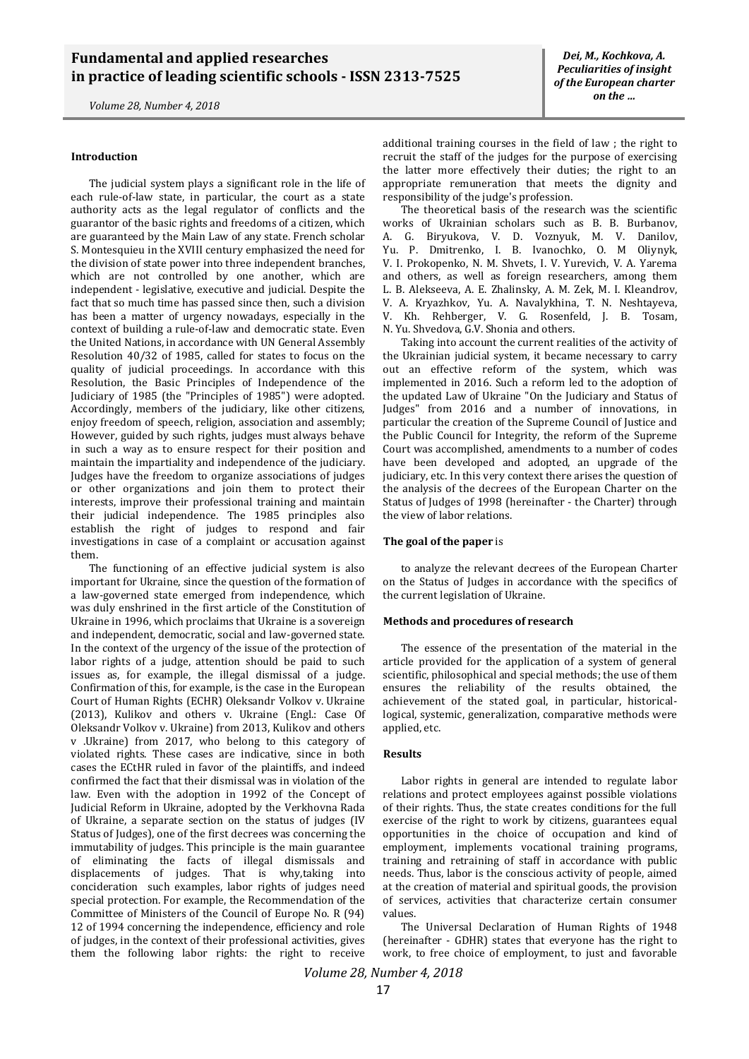### Introduction

The judicial system plays a significant role in the life of each rule-of-law state, in particular, the court as a state authority acts as the legal regulator of conflicts and the guarantor of the basic rights and freedoms of a citizen, which are guaranteed by the Main Law of any state. French scholar S. Montesquieu in the XVIII century emphasized the need for the division of state power into three independent branches, which are not controlled by one another, which are independent - legislative, executive and judicial. Despite the fact that so much time has passed since then, such a division has been a matter of urgency nowadays, especially in the context of building a rule-of-law and democratic state. Even the United Nations, in accordance with UN General Assembly Resolution 40/32 of 1985, called for states to focus on the quality of judicial proceedings. In accordance with this Resolution, the Basic Principles of Independence of the Judiciary of 1985 (the "Principles of 1985") were adopted. Accordingly, members of the judiciary, like other citizens, enjoy freedom of speech, religion, association and assembly; However, guided by such rights, judges must always behave in such a way as to ensure respect for their position and maintain the impartiality and independence of the judiciary. Judges have the freedom to organize associations of judges or other organizations and join them to protect their interests, improve their professional training and maintain their judicial independence. The 1985 principles also establish the right of judges to respond and fair investigations in case of a complaint or accusation against them.

The functioning of an effective judicial system is also important for Ukraine, since the question of the formation of a law-governed state emerged from independence, which was duly enshrined in the first article of the Constitution of Ukraine in 1996, which proclaims that Ukraine is a sovereign and independent, democratic, social and law-governed state. In the context of the urgency of the issue of the protection of labor rights of a judge, attention should be paid to such issues as, for example, the illegal dismissal of a judge. Confirmation of this, for example, is the case in the European Court of Human Rights (ECHR) Oleksandr Volkov v. Ukraine (2013), Kulikov and others v. Ukraine (Engl.: Case Of Oleksandr Volkov v. Ukraine) from 2013, Kulikov and others v .Ukraine) from 2017, who belong to this category of violated rights. These cases are indicative, since in both cases the ECtHR ruled in favor of the plaintiffs, and indeed confirmed the fact that their dismissal was in violation of the law. Even with the adoption in 1992 of the Concept of Judicial Reform in Ukraine, adopted by the Verkhovna Rada of Ukraine, a separate section on the status of judges (IV Status of Judges), one of the first decrees was concerning the immutability of judges. This principle is the main guarantee of eliminating the facts of illegal dismissals and displacements of judges. That is why,taking into concideration such examples, labor rights of judges need special protection. For example, the Recommendation of the Committee of Ministers of the Council of Europe No. R (94) 12 of 1994 concerning the independence, efficiency and role of judges, in the context of their professional activities, gives them the following labor rights: the right to receive additional training courses in the field of law ; the right to recruit the staff of the judges for the purpose of exercising the latter more effectively their duties; the right to an appropriate remuneration that meets the dignity and responsibility of the judge's profession.

The theoretical basis of the research was the scientific works of Ukrainian scholars such as B. B. Burbanov, A. G. Biryukova, V. D. Voznyuk, M. V. Danilov, Yu. P. Dmitrenko, I. B. Ivanochko, O. M Oliynyk, V. I. Prokopenko, N. M. Shvets, I. V. Yurevich, V. A. Yarema and others, as well as foreign researchers, among them L. B. Alekseeva, A. E. Zhalinsky, A. M. Zek, M. I. Kleandrov, V. A. Kryazhkov, Yu. A. Navalykhina, T. N. Neshtayeva, V. Kh. Rehberger, V. G. Rosenfeld, J. B. Tosam, N. Yu. Shvedova, G.V. Shonia and others.

Taking into account the current realities of the activity of the Ukrainian judicial system, it became necessary to carry out an effective reform of the system, which was implemented in 2016. Such a reform led to the adoption of the updated Law of Ukraine "On the Judiciary and Status of Judges" from 2016 and a number of innovations, in particular the creation of the Supreme Council of Justice and the Public Council for Integrity, the reform of the Supreme Court was accomplished, amendments to a number of codes have been developed and adopted, an upgrade of the judiciary, etc. In this very context there arises the question of the analysis of the decrees of the European Charter on the Status of Judges of 1998 (hereinafter - the Charter) through the view of labor relations.

**The goal of the paper** is

to analyze the relevant decrees of the European Charter on the Status of Judges in accordance with the specifics of the current legislation of Ukraine.

### Methods and procedures of research

The essence of the presentation of the material in the article provided for the application of a system of general scientific, philosophical and special methods; the use of them ensures the reliability of the results obtained, the achievement of the stated goal, in particular, historical-logical, systemic, generalization, comparative methods were applied, etc.

### Results

Labor rights in general are intended to regulate labor relations and protect employees against possible violations of their rights. Thus, the state creates conditions for the full exercise of the right to work by citizens, guarantees equal opportunities in the choice of occupation and kind of employment, implements vocational training programs, training and retraining of staff in accordance with public needs. Thus, labor is the conscious activity of people, aimed at the creation of material and spiritual goods, the provision of services, activities that characterize certain consumer values.

The Universal Declaration of Human Rights of 1948 (hereinafter - GDHR) states that everyone has the right to work, to free choice of employment, to just and favorable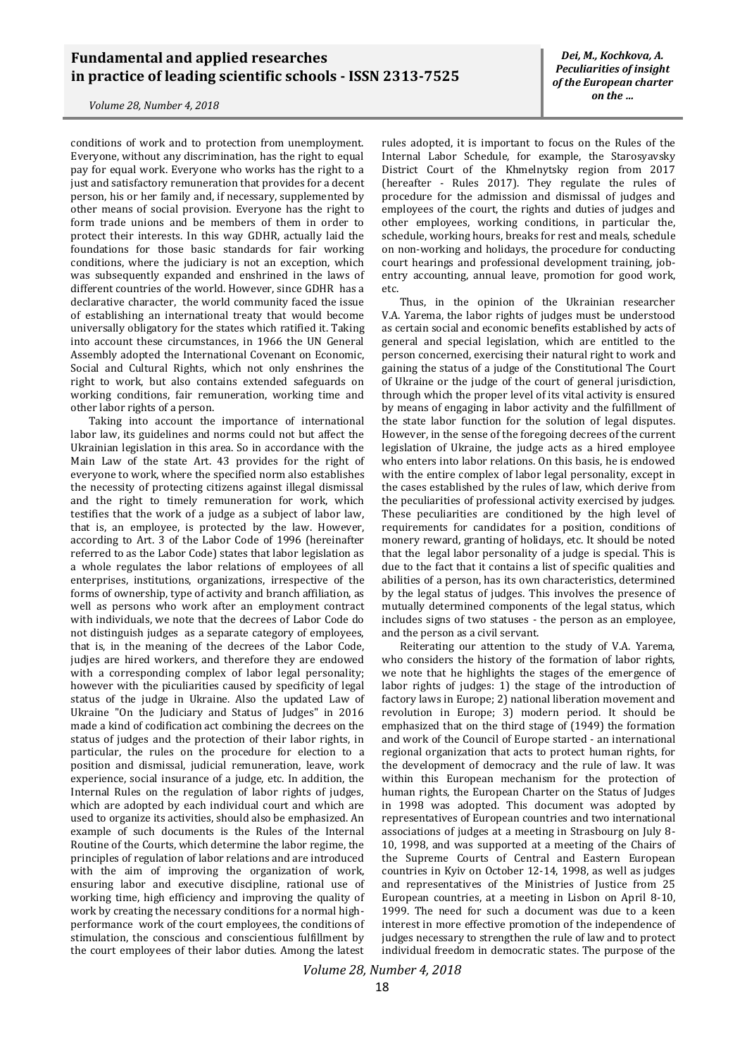conditions of work and to protection from unemployment. Everyone, without any discrimination, has the right to equal pay for equal work. Everyone who works has the right to a just and satisfactory remuneration that provides for a decent person, his or her family and, if necessary, supplemented by other means of social provision. Everyone has the right to form trade unions and be members of them in order to protect their interests. In this way GDHR, actually laid the foundations for those basic standards for fair working conditions, where the judiciary is not an exception, which was subsequently expanded and enshrined in the laws of different countries of the world. However, since GDHR has a declarative character, the world community faced the issue of establishing an international treaty that would become universally obligatory for the states which ratified it. Taking into account these circumstances, in 1966 the UN General Assembly adopted the International Covenant on Economic, Social and Cultural Rights, which not only enshrines the right to work, but also contains extended safeguards on working conditions, fair remuneration, working time and other labor rights of a person.

Taking into account the importance of international labor law, its guidelines and norms could not but affect the Ukrainian legislation in this area. So in accordance with the Main Law of the state Art. 43 provides for the right of everyone to work, where the specified norm also establishes the necessity of protecting citizens against illegal dismissal and the right to timely remuneration for work, which testifies that the work of a judge as a subject of labor law, that is, an employee, is protected by the law. However, according to Art. 3 of the Labor Code of 1996 (hereinafter referred to as the Labor Code) states that labor legislation as a whole regulates the labor relations of employees of all enterprises, institutions, organizations, irrespective of the forms of ownership, type of activity and branch affiliation, as well as persons who work after an employment contract with individuals, we note that the decrees of Labor Code do not distinguish judges as a separate category of employees, that is, in the meaning of the decrees of the Labor Code, judjes are hired workers, and therefore they are endowed with a corresponding complex of labor legal personality; however with the piculiarities caused by specificity of legal status of the judge in Ukraine. Also the updated Law of Ukraine "On the Judiciary and Status of Judges" in 2016 made a kind of codification act combining the decrees on the status of judges and the protection of their labor rights, in particular, the rules on the procedure for election to a position and dismissal, judicial remuneration, leave, work experience, social insurance of a judge, etc. In addition, the Internal Rules on the regulation of labor rights of judges, which are adopted by each individual court and which are used to organize its activities, should also be emphasized. An example of such documents is the Rules of the Internal Routine of the Courts, which determine the labor regime, the principles of regulation of labor relations and are introduced with the aim of improving the organization of work, ensuring labor and executive discipline, rational use of working time, high efficiency and improving the quality of work by creating the necessary conditions for a normal high-performance work of the court employees, the conditions of stimulation, the conscious and conscientious fulfillment by the court employees of their labor duties. Among the latest rules adopted, it is important to focus on the Rules of the Internal Labor Schedule, for example, the Starosyavsky District Court of the Khmelnytsky region from 2017 (hereafter - Rules 2017). They regulate the rules of procedure for the admission and dismissal of judges and employees of the court, the rights and duties of judges and other employees, working conditions, in particular the, schedule, working hours, breaks for rest and meals, schedule on non-working and holidays, the procedure for conducting court hearings and professional development training, job-entry accounting, annual leave, promotion for good work, etc.

Thus, in the opinion of the Ukrainian researcher V.A. Yarema, the labor rights of judges must be understood as certain social and economic benefits established by acts of general and special legislation, which are entitled to the person concerned, exercising their natural right to work and gaining the status of a judge of the Constitutional The Court of Ukraine or the judge of the court of general jurisdiction, through which the proper level of its vital activity is ensured by means of engaging in labor activity and the fulfillment of the state labor function for the solution of legal disputes. However, in the sense of the foregoing decrees of the current legislation of Ukraine, the judge acts as a hired employee who enters into labor relations. On this basis, he is endowed with the entire complex of labor legal personality, except in the cases established by the rules of law, which derive from the peculiarities of professional activity exercised by judges. These peculiarities are conditioned by the high level of requirements for candidates for a position, conditions of monery reward, granting of holidays, etc. It should be noted that the legal labor personality of a judge is special. This is due to the fact that it contains a list of specific qualities and abilities of a person, has its own characteristics, determined by the legal status of judges. This involves the presence of mutually determined components of the legal status, which includes signs of two statuses - the person as an employee, and the person as a civil servant.

Reiterating our attention to the study of V.A. Yarema, who considers the history of the formation of labor rights, we note that he highlights the stages of the emergence of labor rights of judges: 1) the stage of the introduction of factory laws in Europe; 2) national liberation movement and revolution in Europe; 3) modern period. It should be emphasized that on the third stage of (1949) the formation and work of the Council of Europe started - an international regional organization that acts to protect human rights, for the development of democracy and the rule of law. It was within this European mechanism for the protection of human rights, the European Charter on the Status of Judges in 1998 was adopted. This document was adopted by representatives of European countries and two international associations of judges at a meeting in Strasbourg on July 8-10, 1998, and was supported at a meeting of the Chairs of the Supreme Courts of Central and Eastern European countries in Kyiv on October 12-14, 1998, as well as judges and representatives of the Ministries of Justice from 25 European countries, at a meeting in Lisbon on April 8-10, 1999. The need for such a document was due to a keen interest in more effective promotion of the independence of judges necessary to strengthen the rule of law and to protect individual freedom in democratic states. The purpose of the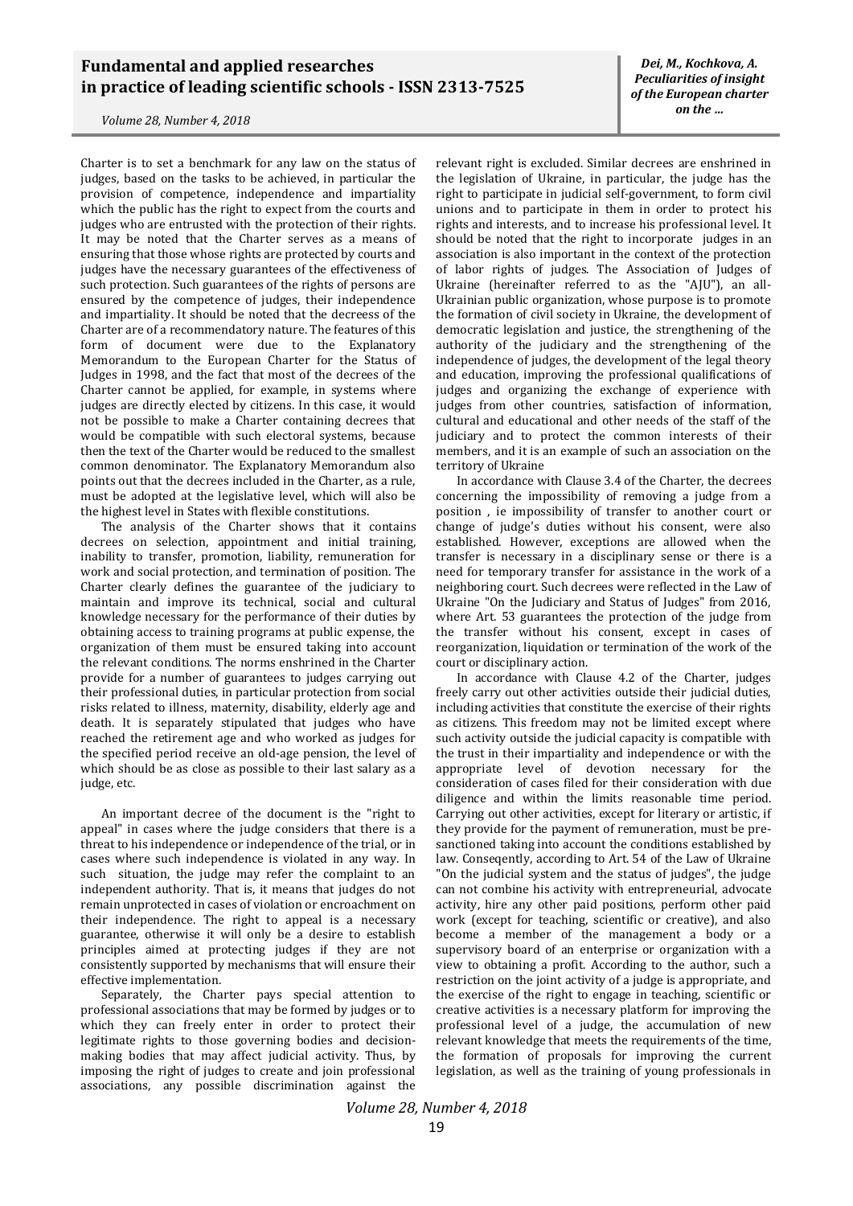Charter is to set a benchmark for any law on the status of judges, based on the tasks to be achieved, in particular the provision of competence, independence and impartiality which the public has the right to expect from the courts and judges who are entrusted with the protection of their rights. It may be noted that the Charter serves as a means of ensuring that those whose rights are protected by courts and judges have the necessary guarantees of the effectiveness of such protection. Such guarantees of the rights of persons are ensured by the competence of judges, their independence and impartiality. It should be noted that the decreess of the Charter are of a recommendatory nature. The features of this form of document were due to the Explanatory Memorandum to the European Charter for the Status of Judges in 1998, and the fact that most of the decrees of the Charter cannot be applied, for example, in systems where judges are directly elected by citizens. In this case, it would not be possible to make a Charter containing decrees that would be compatible with such electoral systems, because then the text of the Charter would be reduced to the smallest common denominator. The Explanatory Memorandum also points out that the decrees included in the Charter, as a rule, must be adopted at the legislative level, which will also be the highest level in States with flexible constitutions.

The analysis of the Charter shows that it contains decrees on selection, appointment and initial training, inability to transfer, promotion, liability, remuneration for work and social protection, and termination of position. The Charter clearly defines the guarantee of the judiciary to maintain and improve its technical, social and cultural knowledge necessary for the performance of their duties by obtaining access to training programs at public expense, the organization of them must be ensured taking into account the relevant conditions. The norms enshrined in the Charter provide for a number of guarantees to judges carrying out their professional duties, in particular protection from social risks related to illness, maternity, disability, elderly age and death. It is separately stipulated that judges who have reached the retirement age and who worked as judges for the specified period receive an old-age pension, the level of which should be as close as possible to their last salary as a judge, etc.

An important decree of the document is the "right to appeal" in cases where the judge considers that there is a threat to his independence or independence of the trial, or in cases where such independence is violated in any way. In such situation, the judge may refer the complaint to an independent authority. That is, it means that judges do not remain unprotected in cases of violation or encroachment on their independence. The right to appeal is a necessary guarantee, otherwise it will only be a desire to establish principles aimed at protecting judges if they are not consistently supported by mechanisms that will ensure their effective implementation.

Separately, the Charter pays special attention to professional associations that may be formed by judges or to which they can freely enter in order to protect their legitimate rights to those governing bodies and decision-making bodies that may affect judicial activity. Thus, by imposing the right of judges to create and join professional associations, any possible discrimination against the relevant right is excluded. Similar decrees are enshrined in the legislation of Ukraine, in particular, the judge has the right to participate in judicial self-government, to form civil unions and to participate in them in order to protect his rights and interests, and to increase his professional level. It should be noted that the right to incorporate judges in an association is also important in the context of the protection of labor rights of judges. The Association of Judges of Ukraine (hereinafter referred to as the "AJU"), an all-Ukrainian public organization, whose purpose is to promote the formation of civil society in Ukraine, the development of democratic legislation and justice, the strengthening of the authority of the judiciary and the strengthening of the independence of judges, the development of the legal theory and education, improving the professional qualifications of judges and organizing the exchange of experience with judges from other countries, satisfaction of information, cultural and educational and other needs of the staff of the judiciary and to protect the common interests of their members, and it is an example of such an association on the territory of Ukraine

In accordance with Clause 3.4 of the Charter, the decrees concerning the impossibility of removing a judge from a position , ie impossibility of transfer to another court or change of judge's duties without his consent, were also established. However, exceptions are allowed when the transfer is necessary in a disciplinary sense or there is a need for temporary transfer for assistance in the work of a neighboring court. Such decrees were reflected in the Law of Ukraine "On the Judiciary and Status of Judges" from 2016, where Art. 53 guarantees the protection of the judge from the transfer without his consent, except in cases of reorganization, liquidation or termination of the work of the court or disciplinary action.

In accordance with Clause 4.2 of the Charter, judges freely carry out other activities outside their judicial duties, including activities that constitute the exercise of their rights as citizens. This freedom may not be limited except where such activity outside the judicial capacity is compatible with the trust in their impartiality and independence or with the appropriate level of devotion necessary for the consideration of cases filed for their consideration with due diligence and within the limits reasonable time period. Carrying out other activities, except for literary or artistic, if they provide for the payment of remuneration, must be pre-sanctioned taking into account the conditions established by law. Conseqently, according to Art. 54 of the Law of Ukraine "On the judicial system and the status of judges", the judge can not combine his activity with entrepreneurial, advocate activity, hire any other paid positions, perform other paid work (except for teaching, scientific or creative), and also become a member of the management a body or a supervisory board of an enterprise or organization with a view to obtaining a profit. According to the author, such a restriction on the joint activity of a judge is appropriate, and the exercise of the right to engage in teaching, scientific or creative activities is a necessary platform for improving the professional level of a judge, the accumulation of new relevant knowledge that meets the requirements of the time, the formation of proposals for improving the current legislation, as well as the training of young professionals in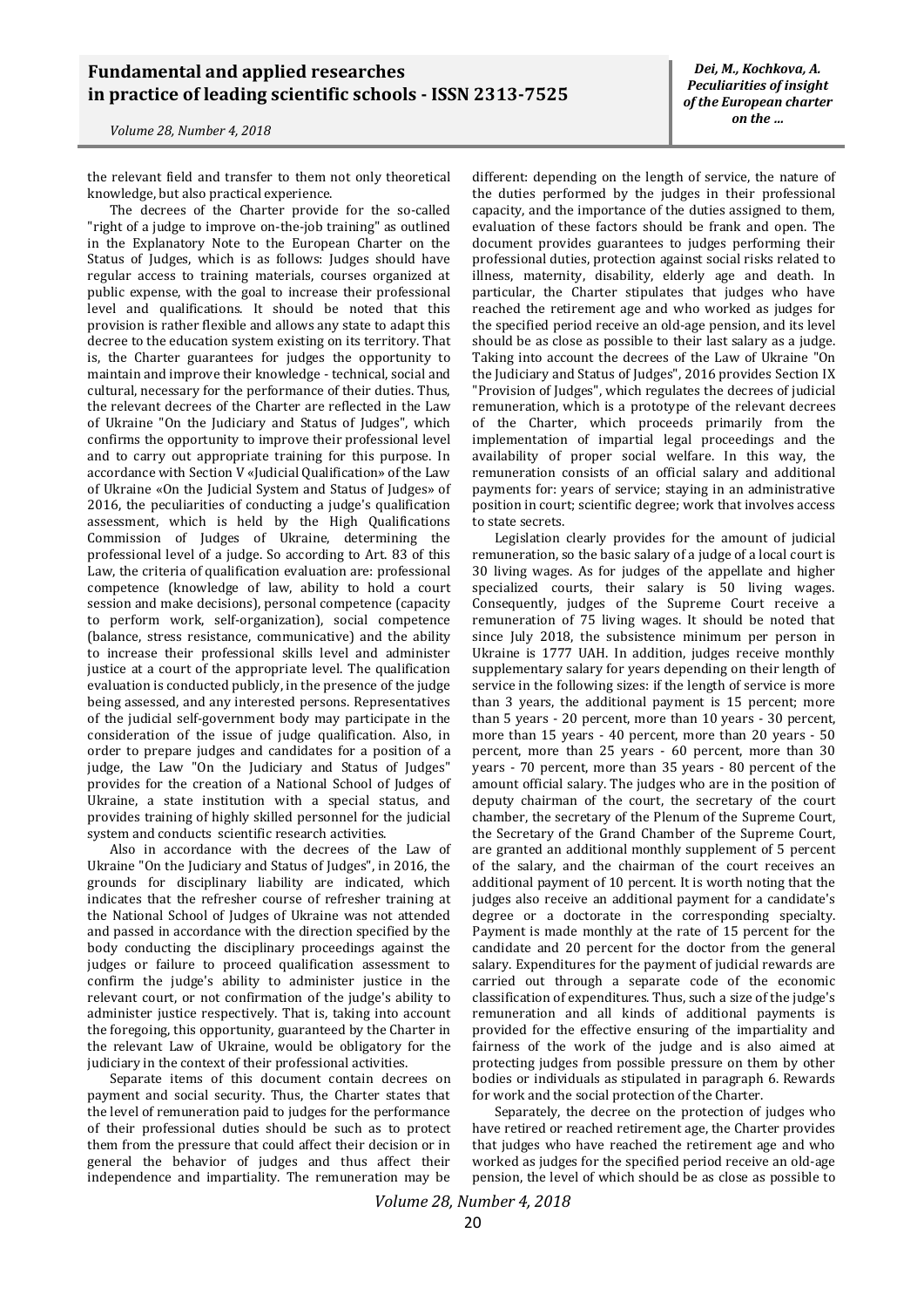the relevant field and transfer to them not only theoretical knowledge, but also practical experience.

The decrees of the Charter provide for the so-called "right of a judge to improve on-the-job training" as outlined in the Explanatory Note to the European Charter on the Status of Judges, which is as follows: Judges should have regular access to training materials, courses organized at public expense, with the goal to increase their professional level and qualifications. It should be noted that this provision is rather flexible and allows any state to adapt this decree to the education system existing on its territory. That is, the Charter guarantees for judges the opportunity to maintain and improve their knowledge - technical, social and cultural, necessary for the performance of their duties. Thus, the relevant decrees of the Charter are reflected in the Law of Ukraine "On the Judiciary and Status of Judges", which confirms the opportunity to improve their professional level and to carry out appropriate training for this purpose. In accordance with Section V «Judicial Qualification» of the Law of Ukraine «On the Judicial System and Status of Judges» of 2016, the peculiarities of conducting a judge's qualification assessment, which is held by the High Qualifications Commission of Judges of Ukraine, determining the professional level of a judge. So according to Art. 83 of this Law, the criteria of qualification evaluation are: professional competence (knowledge of law, ability to hold a court session and make decisions), personal competence (capacity to perform work, self-organization), social competence (balance, stress resistance, communicative) and the ability to increase their professional skills level and administer justice at a court of the appropriate level. The qualification evaluation is conducted publicly, in the presence of the judge being assessed, and any interested persons. Representatives of the judicial self-government body may participate in the consideration of the issue of judge qualification. Also, in order to prepare judges and candidates for a position of a judge, the Law "On the Judiciary and Status of Judges" provides for the creation of a National School of Judges of Ukraine, a state institution with a special status, and provides training of highly skilled personnel for the judicial system and conducts scientific research activities.

Also in accordance with the decrees of the Law of Ukraine "On the Judiciary and Status of Judges", in 2016, the grounds for disciplinary liability are indicated, which indicates that the refresher course of refresher training at the National School of Judges of Ukraine was not attended and passed in accordance with the direction specified by the body conducting the disciplinary proceedings against the judges or failure to proceed qualification assessment to confirm the judge's ability to administer justice in the relevant court, or not confirmation of the judge's ability to administer justice respectively. That is, taking into account the foregoing, this opportunity, guaranteed by the Charter in the relevant Law of Ukraine, would be obligatory for the judiciary in the context of their professional activities.

Separate items of this document contain decrees on payment and social security. Thus, the Charter states that the level of remuneration paid to judges for the performance of their professional duties should be such as to protect them from the pressure that could affect their decision or in general the behavior of judges and thus affect their independence and impartiality. The remuneration may be different: depending on the length of service, the nature of the duties performed by the judges in their professional capacity, and the importance of the duties assigned to them, evaluation of these factors should be frank and open. The document provides guarantees to judges performing their professional duties, protection against social risks related to illness, maternity, disability, elderly age and death. In particular, the Charter stipulates that judges who have reached the retirement age and who worked as judges for the specified period receive an old-age pension, and its level should be as close as possible to their last salary as a judge. Taking into account the decrees of the Law of Ukraine "On the Judiciary and Status of Judges", 2016 provides Section IX "Provision of Judges", which regulates the decrees of judicial remuneration, which is a prototype of the relevant decrees of the Charter, which proceeds primarily from the implementation of impartial legal proceedings and the availability of proper social welfare. In this way, the remuneration consists of an official salary and additional payments for: years of service; staying in an administrative position in court; scientific degree; work that involves access to state secrets.

Legislation clearly provides for the amount of judicial remuneration, so the basic salary of a judge of a local court is 30 living wages. As for judges of the appellate and higher specialized courts, their salary is 50 living wages. Consequently, judges of the Supreme Court receive a remuneration of 75 living wages. It should be noted that since July 2018, the subsistence minimum per person in Ukraine is 1777 UAH. In addition, judges receive monthly supplementary salary for years depending on their length of service in the following sizes: if the length of service is more than 3 years, the additional payment is 15 percent; more than 5 years - 20 percent, more than 10 years - 30 percent, more than 15 years - 40 percent, more than 20 years - 50 percent, more than 25 years - 60 percent, more than 30 years - 70 percent, more than 35 years - 80 percent of the amount official salary. The judges who are in the position of deputy chairman of the court, the secretary of the court chamber, the secretary of the Plenum of the Supreme Court, the Secretary of the Grand Chamber of the Supreme Court, are granted an additional monthly supplement of 5 percent of the salary, and the chairman of the court receives an additional payment of 10 percent. It is worth noting that the judges also receive an additional payment for a candidate's degree or a doctorate in the corresponding specialty. Payment is made monthly at the rate of 15 percent for the candidate and 20 percent for the doctor from the general salary. Expenditures for the payment of judicial rewards are carried out through a separate code of the economic classification of expenditures. Thus, such a size of the judge's remuneration and all kinds of additional payments is provided for the effective ensuring of the impartiality and fairness of the work of the judge and is also aimed at protecting judges from possible pressure on them by other bodies or individuals as stipulated in paragraph 6. Rewards for work and the social protection of the Charter.

Separately, the decree on the protection of judges who have retired or reached retirement age, the Charter provides that judges who have reached the retirement age and who worked as judges for the specified period receive an old-age pension, the level of which should be as close as possible to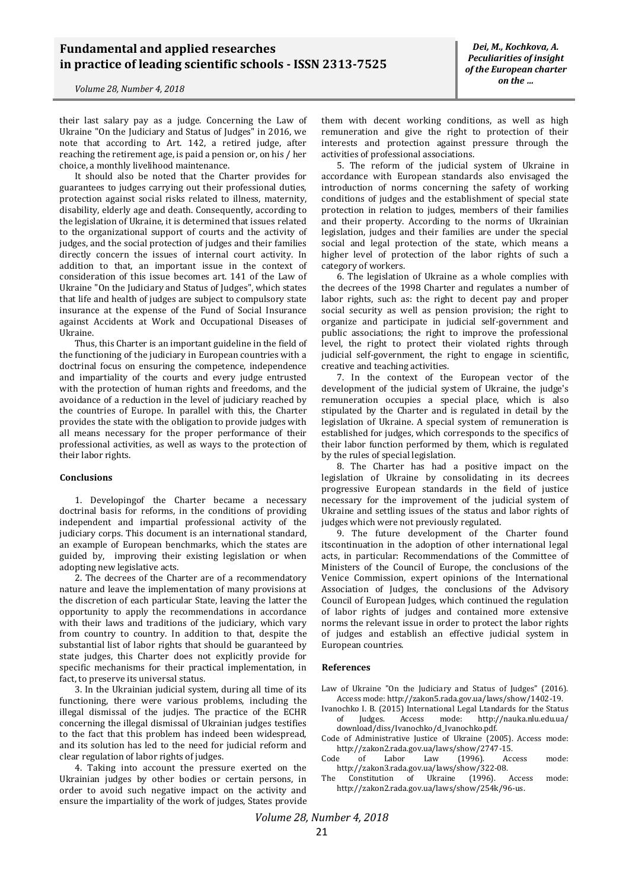their last salary pay as a judge. Concerning the Law of Ukraine "On the Judiciary and Status of Judges" in 2016, we note that according to Art. 142, a retired judge, after reaching the retirement age, is paid a pension or, on his / her choice, a monthly livelihood maintenance.

It should also be noted that the Charter provides for guarantees to judges carrying out their professional duties, protection against social risks related to illness, maternity, disability, elderly age and death. Consequently, according to the legislation of Ukraine, it is determined that issues related to the organizational support of courts and the activity of judges, and the social protection of judges and their families directly concern the issues of internal court activity. In addition to that, an important issue in the context of consideration of this issue becomes art. 141 of the Law of Ukraine "On the Judiciary and Status of Judges", which states that life and health of judges are subject to compulsory state insurance at the expense of the Fund of Social Insurance against Accidents at Work and Occupational Diseases of Ukraine.

Thus, this Charter is an important guideline in the field of the functioning of the judiciary in European countries with a doctrinal focus on ensuring the competence, independence and impartiality of the courts and every judge entrusted with the protection of human rights and freedoms, and the avoidance of a reduction in the level of judiciary reached by the countries of Europe. In parallel with this, the Charter provides the state with the obligation to provide judges with all means necessary for the proper performance of their professional activities, as well as ways to the protection of their labor rights.

#### Conclusions

1. Developingof the Charter became a necessary doctrinal basis for reforms, in the conditions of providing independent and impartial professional activity of the judiciary corps. This document is an international standard, an example of European benchmarks, which the states are guided by, improving their existing legislation or when adopting new legislative acts.

2. The decrees of the Charter are of a recommendatory nature and leave the implementation of many provisions at the discretion of each particular State, leaving the latter the opportunity to apply the recommendations in accordance with their laws and traditions of the judiciary, which vary from country to country. In addition to that, despite the substantial list of labor rights that should be guaranteed by state judges, this Charter does not explicitly provide for specific mechanisms for their practical implementation, in fact, to preserve its universal status.

3. In the Ukrainian judicial system, during all time of its functioning, there were various problems, including the illegal dismissal of the judjes. The practice of the ECHR concerning the illegal dismissal of Ukrainian judges testifies to the fact that this problem has indeed been widespread, and its solution has led to the need for judicial reform and clear regulation of labor rights of judges.

4. Taking into account the pressure exerted on the Ukrainian judges by other bodies or certain persons, in order to avoid such negative impact on the activity and ensure the impartiality of the work of judges, States provide them with decent working conditions, as well as high remuneration and give the right to protection of their interests and protection against pressure through the activities of professional associations.

5. The reform of the judicial system of Ukraine in accordance with European standards also envisaged the introduction of norms concerning the safety of working conditions of judges and the establishment of special state protection in relation to judges, members of their families and their property. According to the norms of Ukrainian legislation, judges and their families are under the special social and legal protection of the state, which means a higher level of protection of the labor rights of such a category of workers.

6. The legislation of Ukraine as a whole complies with the decrees of the 1998 Charter and regulates a number of labor rights, such as: the right to decent pay and proper social security as well as pension provision; the right to organize and participate in judicial self-government and public associations; the right to improve the professional level, the right to protect their violated rights through judicial self-government, the right to engage in scientific, creative and teaching activities.

7. In the context of the European vector of the development of the judicial system of Ukraine, the judge's remuneration occupies a special place, which is also stipulated by the Charter and is regulated in detail by the legislation of Ukraine. A special system of remuneration is established for judges, which corresponds to the specifics of their labor function performed by them, which is regulated by the rules of special legislation.

8. The Charter has had a positive impact on the legislation of Ukraine by consolidating in its decrees progressive European standards in the field of justice necessary for the improvement of the judicial system of Ukraine and settling issues of the status and labor rights of judges which were not previously regulated.

9. The future development of the Charter found itscontinuation in the adoption of other international legal acts, in particular: Recommendations of the Committee of Ministers of the Council of Europe, the conclusions of the Venice Commission, expert opinions of the International Association of Judges, the conclusions of the Advisory Council of European Judges, which continued the regulation of labor rights of judges and contained more extensive norms the relevant issue in order to protect the labor rights of judges and establish an effective judicial system in European countries.

#### References

Law of Ukraine "On the Judiciary and Status of Judges" (2016). Access mode: http://zakon5.rada.gov.ua/laws/show/1402-19.

Ivanochko I. B. (2015) International Legal Ltandards for the Status of Judges. Access mode: http://nauka.nlu.edu.ua/download/diss/Ivanochko/d_Ivanochko.pdf.

Code of Administrative Justice of Ukraine (2005). Access mode: http://zakon2.rada.gov.ua/laws/show/2747-15.

Code of Labor Law (1996). Access mode: http://zakon3.rada.gov.ua/laws/show/322-08.

The Constitution of Ukraine (1996). Access mode: http://zakon2.rada.gov.ua/laws/show/254k/96-us.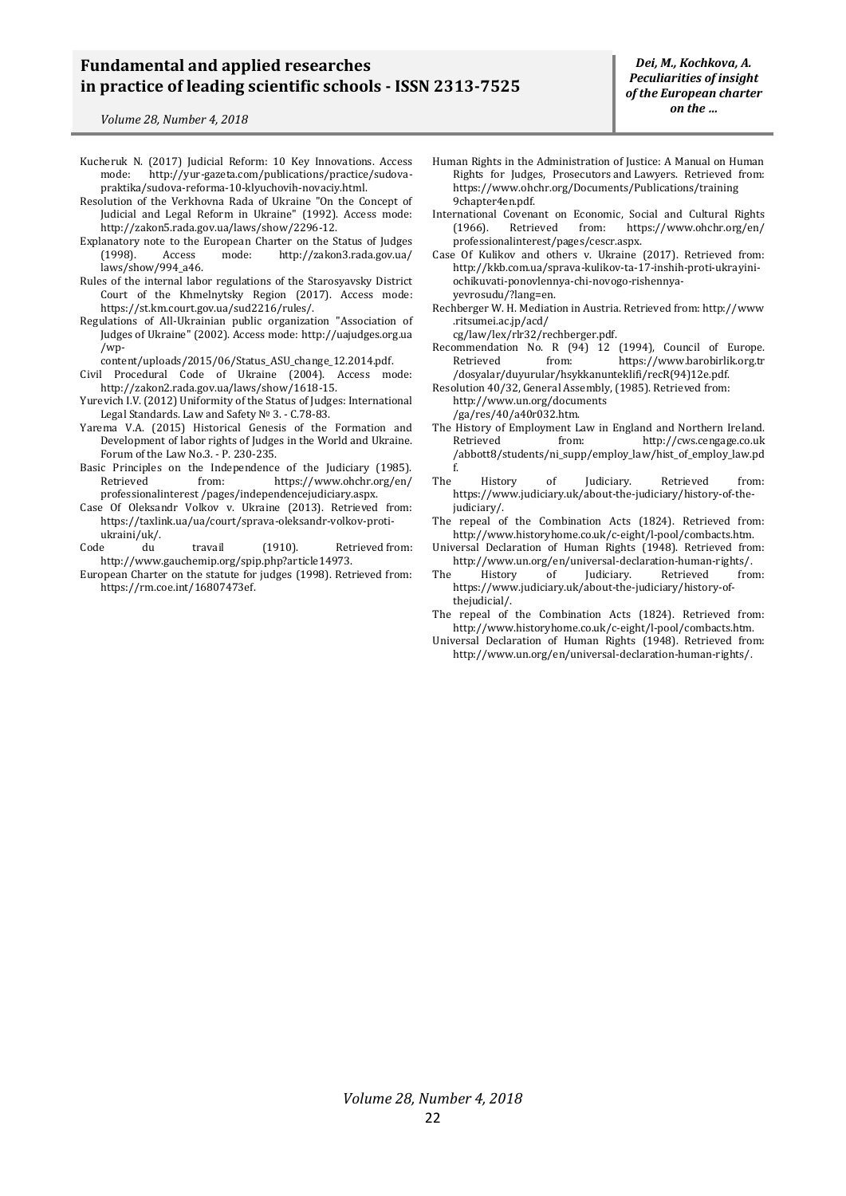Kucheruk N. (2017) Judicial Reform: 10 Key Innovations. Access mode: http://yur-gazeta.com/publications/practice/sudova-praktika/sudova-reforma-10-klyuchovih-novaciy.html.

Resolution of the Verkhovna Rada of Ukraine "On the Concept of Judicial and Legal Reform in Ukraine" (1992). Access mode: http://zakon5.rada.gov.ua/laws/show/2296-12.

Explanatory note to the European Charter on the Status of Judges (1998). Access mode: http://zakon3.rada.gov.ua/laws/show/994_a46.

Rules of the internal labor regulations of the Starosyavsky District Court of the Khmelnytsky Region (2017). Access mode: https://st.km.court.gov.ua/sud2216/rules/.

Regulations of All-Ukrainian public organization "Association of Judges of Ukraine" (2002). Access mode: http://uajudges.org.ua/wp-content/uploads/2015/06/Status_ASU_change_12.2014.pdf.

Civil Procedural Code of Ukraine (2004). Access mode: http://zakon2.rada.gov.ua/laws/show/1618-15.

Yurevich I.V. (2012) Uniformity of the Status of Judges: International Legal Standards. Law and Safety № 3. - C.78-83.

Yarema V.A. (2015) Historical Genesis of the Formation and Development of labor rights of Judges in the World and Ukraine. Forum of the Law No.3. - P. 230-235.

Basic Principles on the Independence of the Judiciary (1985). Retrieved from: https://www.ohchr.org/en/professionalinterest /pages/independencejudiciary.aspx.

Case Of Oleksandr Volkov v. Ukraine (2013). Retrieved from: https://taxlink.ua/ua/court/sprava-oleksandr-volkov-proti-ukraini/uk/.

Code du travail (1910). Retrieved from: http://www.gauchemip.org/spip.php?article14973.

European Charter on the statute for judges (1998). Retrieved from: https://rm.coe.int/16807473ef.

Human Rights in the Administration of Justice: A Manual on Human Rights for Judges, Prosecutors and Lawyers. Retrieved from: https://www.ohchr.org/Documents/Publications/training 9chapter4en.pdf.

International Covenant on Economic, Social and Cultural Rights (1966). Retrieved from: https://www.ohchr.org/en/professionalinterest/pages/cescr.aspx.

Case Of Kulikov and others v. Ukraine (2017). Retrieved from: http://kkb.com.ua/sprava-kulikov-ta-17-inshih-proti-ukrayini-ochikuvati-ponovlennya-chi-novogo-rishennya-yevrosudu/?lang=en.

Rechberger W. H. Mediation in Austria. Retrieved from: http://www.ritsumei.ac.jp/acd/cg/law/lex/rlr32/rechberger.pdf.

Recommendation No. R (94) 12 (1994), Council of Europe. Retrieved from: https://www.barobirlik.org.tr/dosyalar/duyurular/hsykkanunteklifi/recR(94)12e.pdf.

Resolution 40/32, General Assembly, (1985). Retrieved from: http://www.un.org/documents /ga/res/40/a40r032.htm.

The History of Employment Law in England and Northern Ireland. Retrieved from: http://cws.cengage.co.uk/abbott8/students/ni_supp/employ_law/hist_of_employ_law.pdf.

The History of Judiciary. Retrieved from: https://www.judiciary.uk/about-the-judiciary/history-of-the-judiciary/.

The repeal of the Combination Acts (1824). Retrieved from: http://www.historyhome.co.uk/c-eight/l-pool/combacts.htm.

Universal Declaration of Human Rights (1948). Retrieved from: http://www.un.org/en/universal-declaration-human-rights/.

The History of Judiciary. Retrieved from: https://www.judiciary.uk/about-the-judiciary/history-of-thejudicial/.

The repeal of the Combination Acts (1824). Retrieved from: http://www.historyhome.co.uk/c-eight/l-pool/combacts.htm.

Universal Declaration of Human Rights (1948). Retrieved from: http://www.un.org/en/universal-declaration-human-rights/.